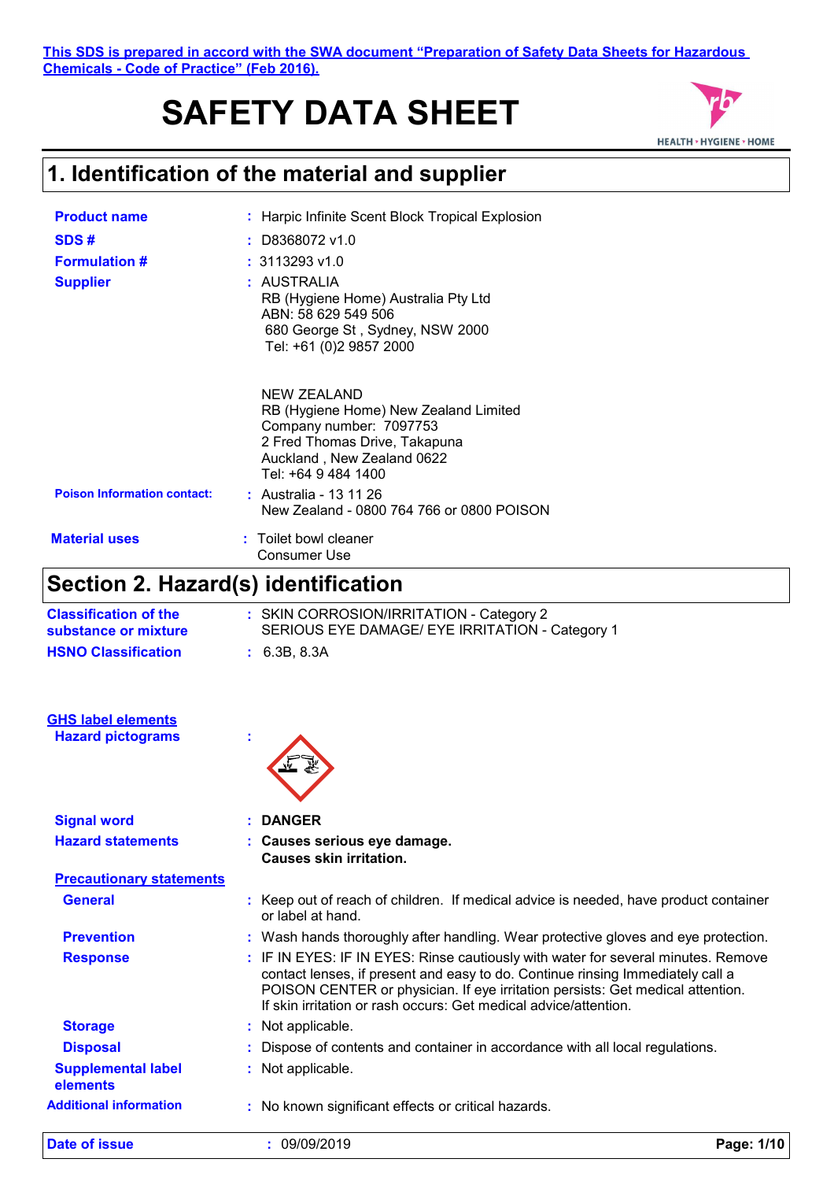This SDS is prepared in accord with the SWA document "Preparation of Safety Data Sheets for Hazardous Chemicals - Code of Practice" (Feb 2016).

# SAFETY DATA SHEET

HEALTH • HYGIENE • HOME

## 1. Identification of the material and supplier

**Product name** : Harpic Infinite Scent Block Tropical Explosion

**SDS #** : D8368072 v1.0

**Formulation #** : 3113293 v1.0

**Supplier** : AUSTRALIA
RB (Hygiene Home) Australia Pty Ltd
ABN: 58 629 549 506
680 George St , Sydney, NSW 2000
Tel: +61 (0)2 9857 2000

NEW ZEALAND
RB (Hygiene Home) New Zealand Limited
Company number: 7097753
2 Fred Thomas Drive, Takapuna
Auckland , New Zealand 0622
Tel: +64 9 484 1400

**Poison Information contact:** : Australia - 13 11 26
New Zealand - 0800 764 766 or 0800 POISON

**Material uses** : Toilet bowl cleaner
Consumer Use

## Section 2. Hazard(s) identification

**Classification of the substance or mixture** : SKIN CORROSION/IRRITATION - Category 2
SERIOUS EYE DAMAGE/ EYE IRRITATION - Category 1

**HSNO Classification** : 6.3B, 8.3A

**GHS label elements**

**Hazard pictograms** :

**Signal word** : **DANGER**

**Hazard statements** : **Causes serious eye damage.**
**Causes skin irritation.**

**Precautionary statements**

**General** : Keep out of reach of children. If medical advice is needed, have product container or label at hand.

**Prevention** : Wash hands thoroughly after handling. Wear protective gloves and eye protection.

**Response** : IF IN EYES: IF IN EYES: Rinse cautiously with water for several minutes. Remove contact lenses, if present and easy to do. Continue rinsing Immediately call a POISON CENTER or physician. If eye irritation persists: Get medical attention. If skin irritation or rash occurs: Get medical advice/attention.

**Storage** : Not applicable.

**Disposal** : Dispose of contents and container in accordance with all local regulations.

**Supplemental label elements** : Not applicable.

**Additional information** : No known significant effects or critical hazards.

**Date of issue** : 09/09/2019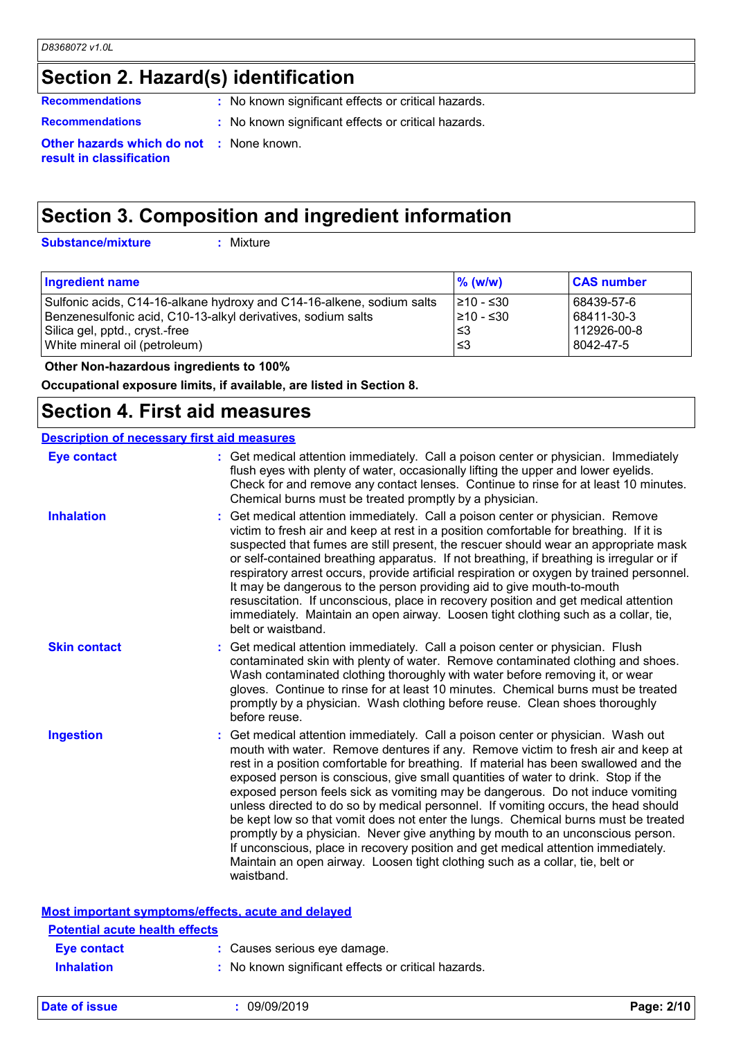## Section 2. Hazard(s) identification

**Recommendations** : No known significant effects or critical hazards.

**Recommendations** : No known significant effects or critical hazards.

**Other hazards which do not result in classification** : None known.

## Section 3. Composition and ingredient information

**Substance/mixture** : Mixture

| Ingredient name | % (w/w) | CAS number |
| --- | --- | --- |
| Sulfonic acids, C14-16-alkane hydroxy and C14-16-alkene, sodium salts | ≥10 - ≤30 | 68439-57-6 |
| Benzenesulfonic acid, C10-13-alkyl derivatives, sodium salts | ≥10 - ≤30 | 68411-30-3 |
| Silica gel, pptd., cryst.-free | ≤3 | 112926-00-8 |
| White mineral oil (petroleum) | ≤3 | 8042-47-5 |

**Other Non-hazardous ingredients to 100%**

**Occupational exposure limits, if available, are listed in Section 8.**

## Section 4. First aid measures

### Description of necessary first aid measures

**Eye contact** : Get medical attention immediately. Call a poison center or physician. Immediately flush eyes with plenty of water, occasionally lifting the upper and lower eyelids. Check for and remove any contact lenses. Continue to rinse for at least 10 minutes. Chemical burns must be treated promptly by a physician.

**Inhalation** : Get medical attention immediately. Call a poison center or physician. Remove victim to fresh air and keep at rest in a position comfortable for breathing. If it is suspected that fumes are still present, the rescuer should wear an appropriate mask or self-contained breathing apparatus. If not breathing, if breathing is irregular or if respiratory arrest occurs, provide artificial respiration or oxygen by trained personnel. It may be dangerous to the person providing aid to give mouth-to-mouth resuscitation. If unconscious, place in recovery position and get medical attention immediately. Maintain an open airway. Loosen tight clothing such as a collar, tie, belt or waistband.

**Skin contact** : Get medical attention immediately. Call a poison center or physician. Flush contaminated skin with plenty of water. Remove contaminated clothing and shoes. Wash contaminated clothing thoroughly with water before removing it, or wear gloves. Continue to rinse for at least 10 minutes. Chemical burns must be treated promptly by a physician. Wash clothing before reuse. Clean shoes thoroughly before reuse.

**Ingestion** : Get medical attention immediately. Call a poison center or physician. Wash out mouth with water. Remove dentures if any. Remove victim to fresh air and keep at rest in a position comfortable for breathing. If material has been swallowed and the exposed person is conscious, give small quantities of water to drink. Stop if the exposed person feels sick as vomiting may be dangerous. Do not induce vomiting unless directed to do so by medical personnel. If vomiting occurs, the head should be kept low so that vomit does not enter the lungs. Chemical burns must be treated promptly by a physician. Never give anything by mouth to an unconscious person. If unconscious, place in recovery position and get medical attention immediately. Maintain an open airway. Loosen tight clothing such as a collar, tie, belt or waistband.

### Most important symptoms/effects, acute and delayed

#### Potential acute health effects

**Eye contact** : Causes serious eye damage.

**Inhalation** : No known significant effects or critical hazards.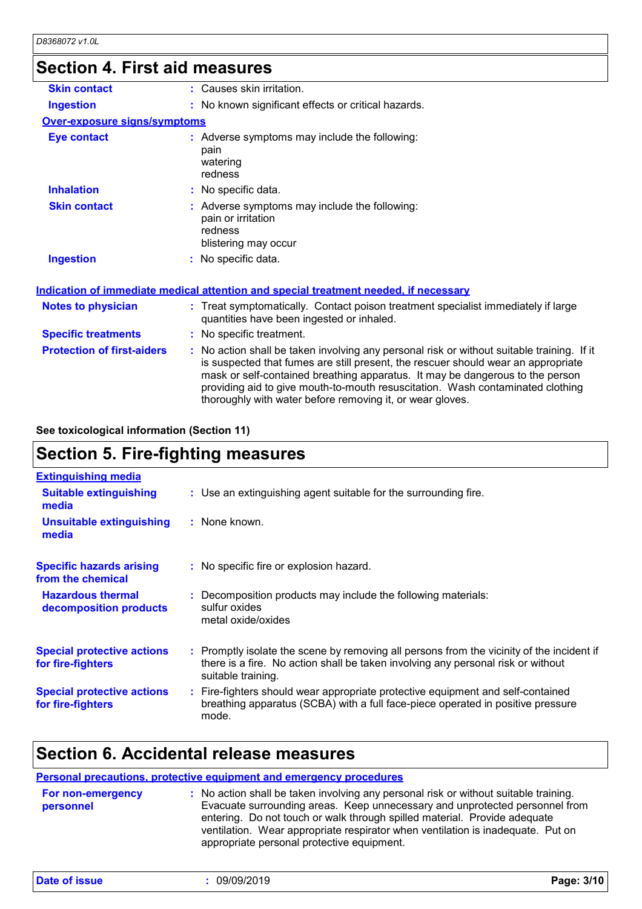## Section 4. First aid measures

| | |
|---|---|
| **Skin contact** | : Causes skin irritation. |
| **Ingestion** | : No known significant effects or critical hazards. |

**Over-exposure signs/symptoms**

| | |
|---|---|
| **Eye contact** | : Adverse symptoms may include the following:<br>pain<br>watering<br>redness |
| **Inhalation** | : No specific data. |
| **Skin contact** | : Adverse symptoms may include the following:<br>pain or irritation<br>redness<br>blistering may occur |
| **Ingestion** | : No specific data. |

**Indication of immediate medical attention and special treatment needed, if necessary**

| | |
|---|---|
| **Notes to physician** | : Treat symptomatically. Contact poison treatment specialist immediately if large quantities have been ingested or inhaled. |
| **Specific treatments** | : No specific treatment. |
| **Protection of first-aiders** | : No action shall be taken involving any personal risk or without suitable training. If it is suspected that fumes are still present, the rescuer should wear an appropriate mask or self-contained breathing apparatus. It may be dangerous to the person providing aid to give mouth-to-mouth resuscitation. Wash contaminated clothing thoroughly with water before removing it, or wear gloves. |

**See toxicological information (Section 11)**

## Section 5. Fire-fighting measures

**Extinguishing media**

| | |
|---|---|
| **Suitable extinguishing media** | : Use an extinguishing agent suitable for the surrounding fire. |
| **Unsuitable extinguishing media** | : None known. |
| **Specific hazards arising from the chemical** | : No specific fire or explosion hazard. |
| **Hazardous thermal decomposition products** | : Decomposition products may include the following materials:<br>sulfur oxides<br>metal oxide/oxides |
| **Special protective actions for fire-fighters** | : Promptly isolate the scene by removing all persons from the vicinity of the incident if there is a fire. No action shall be taken involving any personal risk or without suitable training. |
| **Special protective actions for fire-fighters** | : Fire-fighters should wear appropriate protective equipment and self-contained breathing apparatus (SCBA) with a full face-piece operated in positive pressure mode. |

## Section 6. Accidental release measures

**Personal precautions, protective equipment and emergency procedures**

| | |
|---|---|
| **For non-emergency personnel** | : No action shall be taken involving any personal risk or without suitable training. Evacuate surrounding areas. Keep unnecessary and unprotected personnel from entering. Do not touch or walk through spilled material. Provide adequate ventilation. Wear appropriate respirator when ventilation is inadequate. Put on appropriate personal protective equipment. |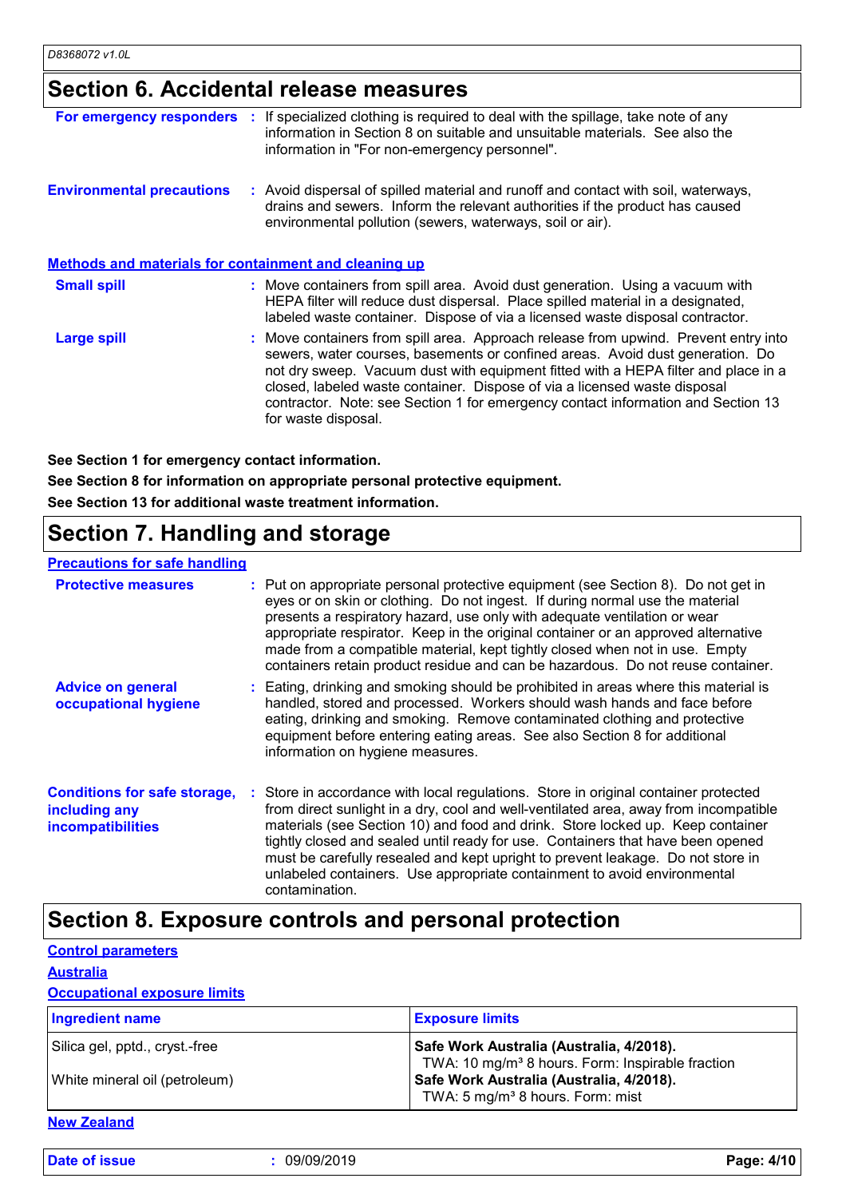## Section 6. Accidental release measures

**For emergency responders** : If specialized clothing is required to deal with the spillage, take note of any information in Section 8 on suitable and unsuitable materials. See also the information in "For non-emergency personnel".

**Environmental precautions** : Avoid dispersal of spilled material and runoff and contact with soil, waterways, drains and sewers. Inform the relevant authorities if the product has caused environmental pollution (sewers, waterways, soil or air).

### Methods and materials for containment and cleaning up

**Small spill** : Move containers from spill area. Avoid dust generation. Using a vacuum with HEPA filter will reduce dust dispersal. Place spilled material in a designated, labeled waste container. Dispose of via a licensed waste disposal contractor.

**Large spill** : Move containers from spill area. Approach release from upwind. Prevent entry into sewers, water courses, basements or confined areas. Avoid dust generation. Do not dry sweep. Vacuum dust with equipment fitted with a HEPA filter and place in a closed, labeled waste container. Dispose of via a licensed waste disposal contractor. Note: see Section 1 for emergency contact information and Section 13 for waste disposal.

**See Section 1 for emergency contact information.**

**See Section 8 for information on appropriate personal protective equipment.**

**See Section 13 for additional waste treatment information.**

## Section 7. Handling and storage

### Precautions for safe handling

**Protective measures** : Put on appropriate personal protective equipment (see Section 8). Do not get in eyes or on skin or clothing. Do not ingest. If during normal use the material presents a respiratory hazard, use only with adequate ventilation or wear appropriate respirator. Keep in the original container or an approved alternative made from a compatible material, kept tightly closed when not in use. Empty containers retain product residue and can be hazardous. Do not reuse container.

**Advice on general occupational hygiene** : Eating, drinking and smoking should be prohibited in areas where this material is handled, stored and processed. Workers should wash hands and face before eating, drinking and smoking. Remove contaminated clothing and protective equipment before entering eating areas. See also Section 8 for additional information on hygiene measures.

**Conditions for safe storage, including any incompatibilities** : Store in accordance with local regulations. Store in original container protected from direct sunlight in a dry, cool and well-ventilated area, away from incompatible materials (see Section 10) and food and drink. Store locked up. Keep container tightly closed and sealed until ready for use. Containers that have been opened must be carefully resealed and kept upright to prevent leakage. Do not store in unlabeled containers. Use appropriate containment to avoid environmental contamination.

## Section 8. Exposure controls and personal protection

### Control parameters

### Australia

### Occupational exposure limits

| Ingredient name | Exposure limits |
|---|---|
| Silica gel, pptd., cryst.-free | **Safe Work Australia (Australia, 4/2018).**<br>TWA: 10 mg/m³ 8 hours. Form: Inspirable fraction |
| White mineral oil (petroleum) | **Safe Work Australia (Australia, 4/2018).**<br>TWA: 5 mg/m³ 8 hours. Form: mist |

### New Zealand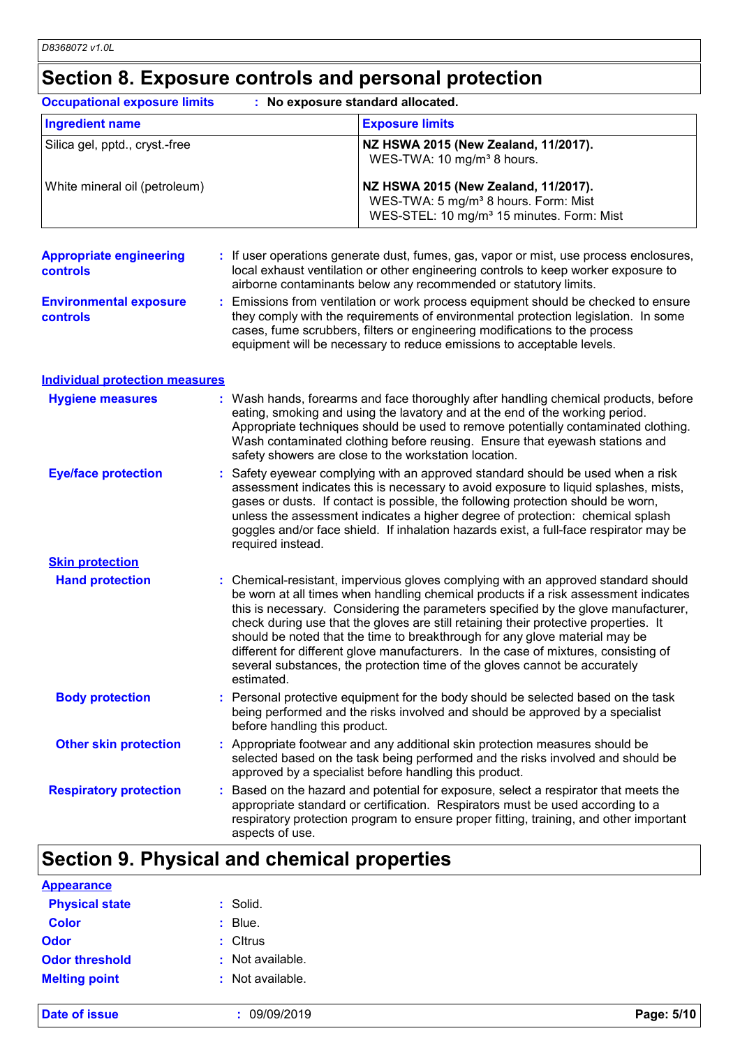## Section 8. Exposure controls and personal protection

**Occupational exposure limits** : **No exposure standard allocated.**

| Ingredient name | Exposure limits |
|---|---|
| Silica gel, pptd., cryst.-free | **NZ HSWA 2015 (New Zealand, 11/2017).** WES-TWA: 10 mg/m³ 8 hours. |
| White mineral oil (petroleum) | **NZ HSWA 2015 (New Zealand, 11/2017).** WES-TWA: 5 mg/m³ 8 hours. Form: Mist WES-STEL: 10 mg/m³ 15 minutes. Form: Mist |

**Appropriate engineering controls** : If user operations generate dust, fumes, gas, vapor or mist, use process enclosures, local exhaust ventilation or other engineering controls to keep worker exposure to airborne contaminants below any recommended or statutory limits.

**Environmental exposure controls** : Emissions from ventilation or work process equipment should be checked to ensure they comply with the requirements of environmental protection legislation. In some cases, fume scrubbers, filters or engineering modifications to the process equipment will be necessary to reduce emissions to acceptable levels.

### Individual protection measures

**Hygiene measures** : Wash hands, forearms and face thoroughly after handling chemical products, before eating, smoking and using the lavatory and at the end of the working period. Appropriate techniques should be used to remove potentially contaminated clothing. Wash contaminated clothing before reusing. Ensure that eyewash stations and safety showers are close to the workstation location.

**Eye/face protection** : Safety eyewear complying with an approved standard should be used when a risk assessment indicates this is necessary to avoid exposure to liquid splashes, mists, gases or dusts. If contact is possible, the following protection should be worn, unless the assessment indicates a higher degree of protection: chemical splash goggles and/or face shield. If inhalation hazards exist, a full-face respirator may be required instead.

**Skin protection**

**Hand protection** : Chemical-resistant, impervious gloves complying with an approved standard should be worn at all times when handling chemical products if a risk assessment indicates this is necessary. Considering the parameters specified by the glove manufacturer, check during use that the gloves are still retaining their protective properties. It should be noted that the time to breakthrough for any glove material may be different for different glove manufacturers. In the case of mixtures, consisting of several substances, the protection time of the gloves cannot be accurately estimated.

**Body protection** : Personal protective equipment for the body should be selected based on the task being performed and the risks involved and should be approved by a specialist before handling this product.

**Other skin protection** : Appropriate footwear and any additional skin protection measures should be selected based on the task being performed and the risks involved and should be approved by a specialist before handling this product.

**Respiratory protection** : Based on the hazard and potential for exposure, select a respirator that meets the appropriate standard or certification. Respirators must be used according to a respiratory protection program to ensure proper fitting, training, and other important aspects of use.

## Section 9. Physical and chemical properties

**Appearance**

**Physical state** : Solid.

**Color** : Blue.

**Odor** : CItrus

**Odor threshold** : Not available.

**Melting point** : Not available.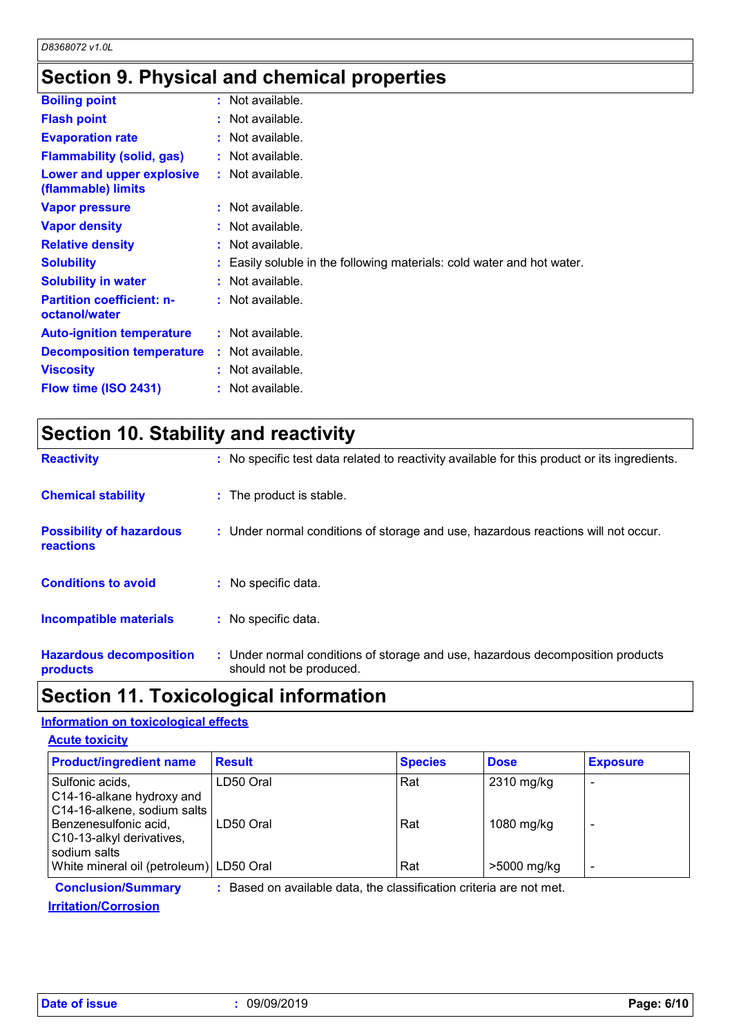## Section 9. Physical and chemical properties

| | | |
|---|---|---|
| **Boiling point** | : | Not available. |
| **Flash point** | : | Not available. |
| **Evaporation rate** | : | Not available. |
| **Flammability (solid, gas)** | : | Not available. |
| **Lower and upper explosive (flammable) limits** | : | Not available. |
| **Vapor pressure** | : | Not available. |
| **Vapor density** | : | Not available. |
| **Relative density** | : | Not available. |
| **Solubility** | : | Easily soluble in the following materials: cold water and hot water. |
| **Solubility in water** | : | Not available. |
| **Partition coefficient: n-octanol/water** | : | Not available. |
| **Auto-ignition temperature** | : | Not available. |
| **Decomposition temperature** | : | Not available. |
| **Viscosity** | : | Not available. |
| **Flow time (ISO 2431)** | : | Not available. |

## Section 10. Stability and reactivity

| | | |
|---|---|---|
| **Reactivity** | : | No specific test data related to reactivity available for this product or its ingredients. |
| **Chemical stability** | : | The product is stable. |
| **Possibility of hazardous reactions** | : | Under normal conditions of storage and use, hazardous reactions will not occur. |
| **Conditions to avoid** | : | No specific data. |
| **Incompatible materials** | : | No specific data. |
| **Hazardous decomposition products** | : | Under normal conditions of storage and use, hazardous decomposition products should not be produced. |

## Section 11. Toxicological information

### Information on toxicological effects

#### Acute toxicity

| Product/ingredient name | Result | Species | Dose | Exposure |
|---|---|---|---|---|
| Sulfonic acids, C14-16-alkane hydroxy and C14-16-alkene, sodium salts | LD50 Oral | Rat | 2310 mg/kg | - |
| Benzenesulfonic acid, C10-13-alkyl derivatives, sodium salts | LD50 Oral | Rat | 1080 mg/kg | - |
| White mineral oil (petroleum) | LD50 Oral | Rat | >5000 mg/kg | - |

**Conclusion/Summary** : Based on available data, the classification criteria are not met.

#### Irritation/Corrosion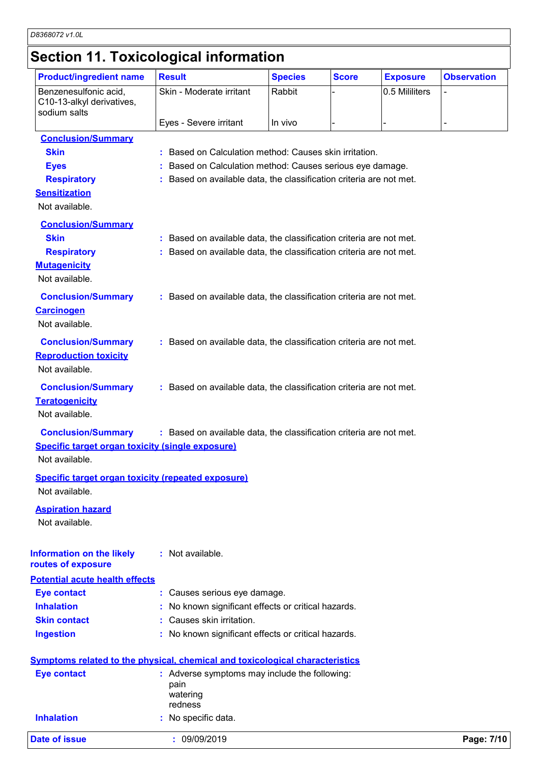## Section 11. Toxicological information

| Product/ingredient name | Result | Species | Score | Exposure | Observation |
|---|---|---|---|---|---|
| Benzenesulfonic acid, C10-13-alkyl derivatives, sodium salts | Skin - Moderate irritant | Rabbit | - | 0.5 Mililiters | - |
| | Eyes - Severe irritant | In vivo | - | - | - |

**Conclusion/Summary**

**Skin** : Based on Calculation method: Causes skin irritation.

**Eyes** : Based on Calculation method: Causes serious eye damage.

**Respiratory** : Based on available data, the classification criteria are not met.

**Sensitization**

Not available.

**Conclusion/Summary**

**Skin** : Based on available data, the classification criteria are not met.

**Respiratory** : Based on available data, the classification criteria are not met.

**Mutagenicity**

Not available.

**Conclusion/Summary** : Based on available data, the classification criteria are not met.

**Carcinogen**

Not available.

**Conclusion/Summary** : Based on available data, the classification criteria are not met.

**Reproduction toxicity**

Not available.

**Conclusion/Summary** : Based on available data, the classification criteria are not met.

**Teratogenicity**

Not available.

**Conclusion/Summary** : Based on available data, the classification criteria are not met.

**Specific target organ toxicity (single exposure)**

Not available.

**Specific target organ toxicity (repeated exposure)**

Not available.

**Aspiration hazard**

Not available.

**Information on the likely routes of exposure** : Not available.

**Potential acute health effects**

**Eye contact** : Causes serious eye damage.

**Inhalation** : No known significant effects or critical hazards.

**Skin contact** : Causes skin irritation.

**Ingestion** : No known significant effects or critical hazards.

**Symptoms related to the physical, chemical and toxicological characteristics**

**Eye contact** : Adverse symptoms may include the following:
pain
watering
redness

**Inhalation** : No specific data.

**Date of issue** : 09/09/2019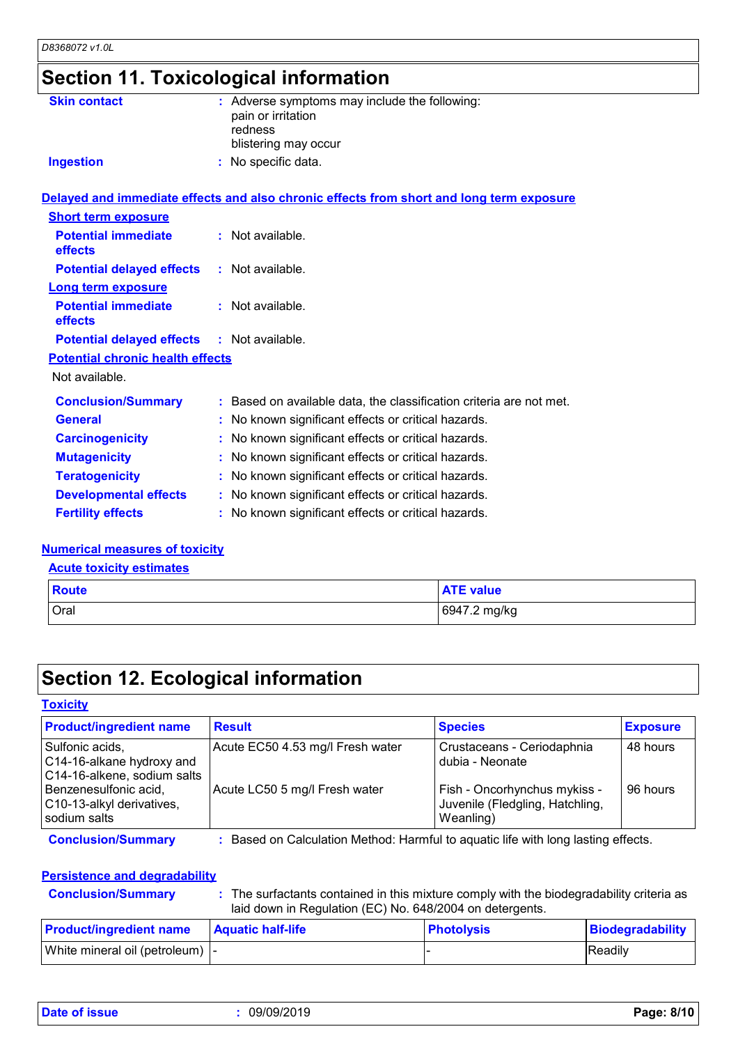# Section 11. Toxicological information

**Skin contact** : Adverse symptoms may include the following:
pain or irritation
redness
blistering may occur

**Ingestion** : No specific data.

**Delayed and immediate effects and also chronic effects from short and long term exposure**

**Short term exposure**

**Potential immediate effects** : Not available.

**Potential delayed effects** : Not available.

**Long term exposure**

**Potential immediate effects** : Not available.

**Potential delayed effects** : Not available.

**Potential chronic health effects**

Not available.

**Conclusion/Summary** : Based on available data, the classification criteria are not met.

**General** : No known significant effects or critical hazards.

**Carcinogenicity** : No known significant effects or critical hazards.

**Mutagenicity** : No known significant effects or critical hazards.

**Teratogenicity** : No known significant effects or critical hazards.

**Developmental effects** : No known significant effects or critical hazards.

**Fertility effects** : No known significant effects or critical hazards.

**Numerical measures of toxicity**

**Acute toxicity estimates**

| Route | ATE value |
|---|---|
| Oral | 6947.2 mg/kg |

# Section 12. Ecological information

**Toxicity**

| Product/ingredient name | Result | Species | Exposure |
|---|---|---|---|
| Sulfonic acids, C14-16-alkane hydroxy and C14-16-alkene, sodium salts | Acute EC50 4.53 mg/l Fresh water | Crustaceans - Ceriodaphnia dubia - Neonate | 48 hours |
| Benzenesulfonic acid, C10-13-alkyl derivatives, sodium salts | Acute LC50 5 mg/l Fresh water | Fish - Oncorhynchus mykiss - Juvenile (Fledgling, Hatchling, Weanling) | 96 hours |

**Conclusion/Summary** : Based on Calculation Method: Harmful to aquatic life with long lasting effects.

**Persistence and degradability**

**Conclusion/Summary** : The surfactants contained in this mixture comply with the biodegradability criteria as laid down in Regulation (EC) No. 648/2004 on detergents.

| Product/ingredient name | Aquatic half-life | Photolysis | Biodegradability |
|---|---|---|---|
| White mineral oil (petroleum) | - | - | Readily |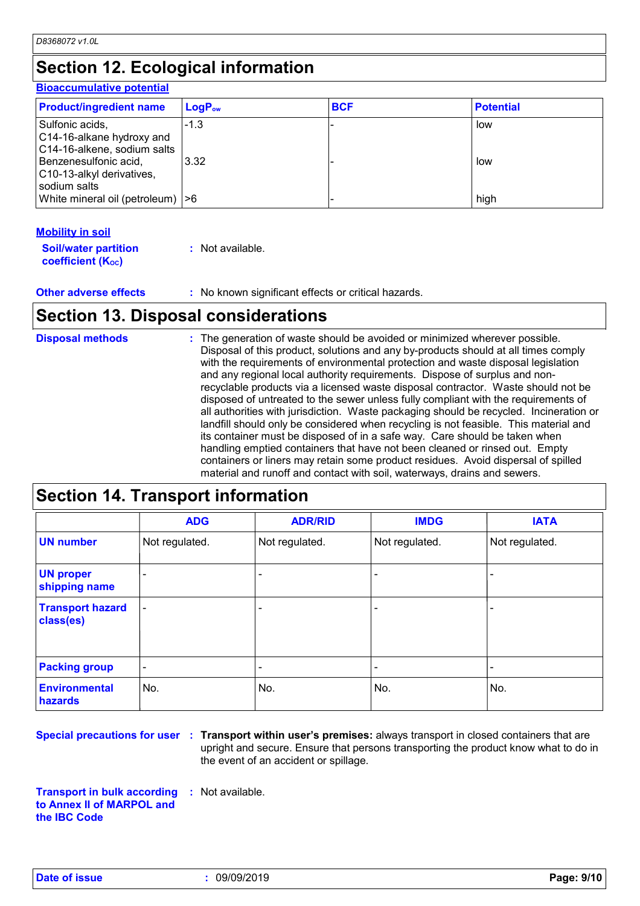## Section 12. Ecological information

### Bioaccumulative potential

| Product/ingredient name | $LogP_{ow}$ | BCF | Potential |
| --- | --- | --- | --- |
| Sulfonic acids, C14-16-alkane hydroxy and C14-16-alkene, sodium salts | -1.3 | - | low |
| Benzenesulfonic acid, C10-13-alkyl derivatives, sodium salts | 3.32 | - | low |
| White mineral oil (petroleum) | >6 | - | high |

### Mobility in soil

**Soil/water partition coefficient ($K_{OC}$)** : Not available.

**Other adverse effects** : No known significant effects or critical hazards.

## Section 13. Disposal considerations

**Disposal methods** : The generation of waste should be avoided or minimized wherever possible. Disposal of this product, solutions and any by-products should at all times comply with the requirements of environmental protection and waste disposal legislation and any regional local authority requirements. Dispose of surplus and non-recyclable products via a licensed waste disposal contractor. Waste should not be disposed of untreated to the sewer unless fully compliant with the requirements of all authorities with jurisdiction. Waste packaging should be recycled. Incineration or landfill should only be considered when recycling is not feasible. This material and its container must be disposed of in a safe way. Care should be taken when handling emptied containers that have not been cleaned or rinsed out. Empty containers or liners may retain some product residues. Avoid dispersal of spilled material and runoff and contact with soil, waterways, drains and sewers.

## Section 14. Transport information

| | ADG | ADR/RID | IMDG | IATA |
| --- | --- | --- | --- | --- |
| UN number | Not regulated. | Not regulated. | Not regulated. | Not regulated. |
| UN proper shipping name | - | - | - | - |
| Transport hazard class(es) | - | - | - | - |
| Packing group | - | - | - | - |
| Environmental hazards | No. | No. | No. | No. |

**Special precautions for user** : **Transport within user's premises:** always transport in closed containers that are upright and secure. Ensure that persons transporting the product know what to do in the event of an accident or spillage.

**Transport in bulk according to Annex II of MARPOL and the IBC Code** : Not available.

**Date of issue** : 09/09/2019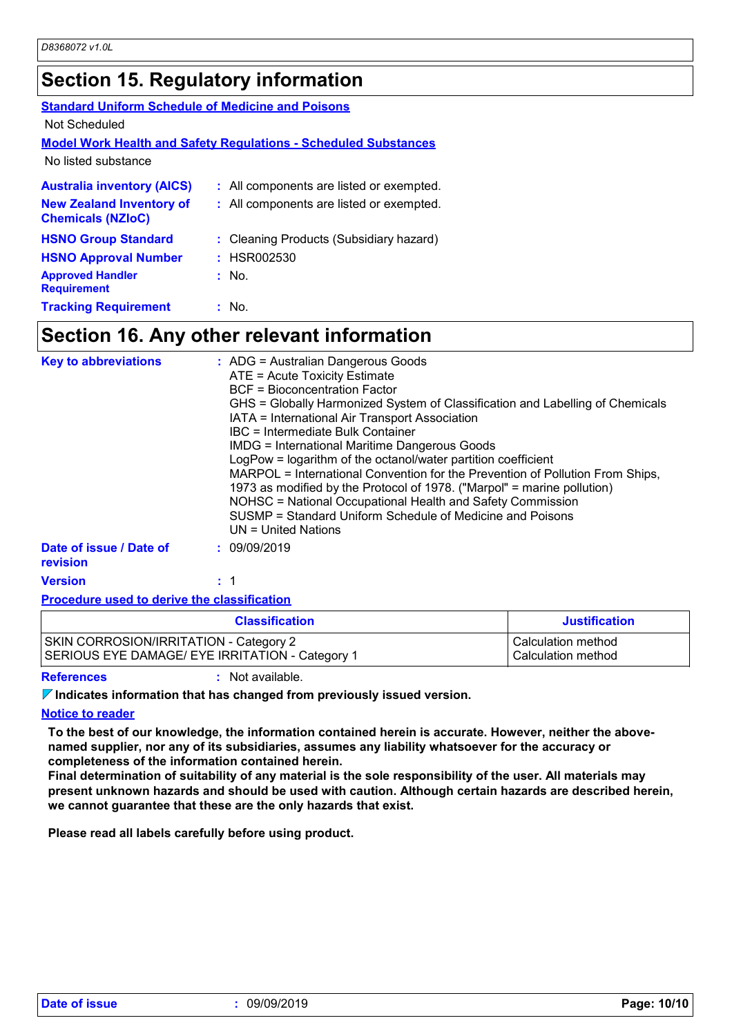## Section 15. Regulatory information

**Standard Uniform Schedule of Medicine and Poisons**

Not Scheduled

**Model Work Health and Safety Regulations - Scheduled Substances**

No listed substance

**Australia inventory (AICS)** : All components are listed or exempted.

**New Zealand Inventory of Chemicals (NZIoC)** : All components are listed or exempted.

**HSNO Group Standard** : Cleaning Products (Subsidiary hazard)

**HSNO Approval Number** : HSR002530

**Approved Handler Requirement** : No.

**Tracking Requirement** : No.

## Section 16. Any other relevant information

**Key to abbreviations** :
ADG = Australian Dangerous Goods
ATE = Acute Toxicity Estimate
BCF = Bioconcentration Factor
GHS = Globally Harmonized System of Classification and Labelling of Chemicals
IATA = International Air Transport Association
IBC = Intermediate Bulk Container
IMDG = International Maritime Dangerous Goods
LogPow = logarithm of the octanol/water partition coefficient
MARPOL = International Convention for the Prevention of Pollution From Ships, 1973 as modified by the Protocol of 1978. ("Marpol" = marine pollution)
NOHSC = National Occupational Health and Safety Commission
SUSMP = Standard Uniform Schedule of Medicine and Poisons
UN = United Nations

**Date of issue / Date of revision** : 09/09/2019

**Version** : 1

**Procedure used to derive the classification**

| Classification | Justification |
| --- | --- |
| SKIN CORROSION/IRRITATION - Category 2 | Calculation method |
| SERIOUS EYE DAMAGE/ EYE IRRITATION - Category 1 | Calculation method |

**References** : Not available.

**Indicates information that has changed from previously issued version.**

**Notice to reader**

**To the best of our knowledge, the information contained herein is accurate. However, neither the above-named supplier, nor any of its subsidiaries, assumes any liability whatsoever for the accuracy or completeness of the information contained herein.**
**Final determination of suitability of any material is the sole responsibility of the user. All materials may present unknown hazards and should be used with caution. Although certain hazards are described herein, we cannot guarantee that these are the only hazards that exist.**

**Please read all labels carefully before using product.**